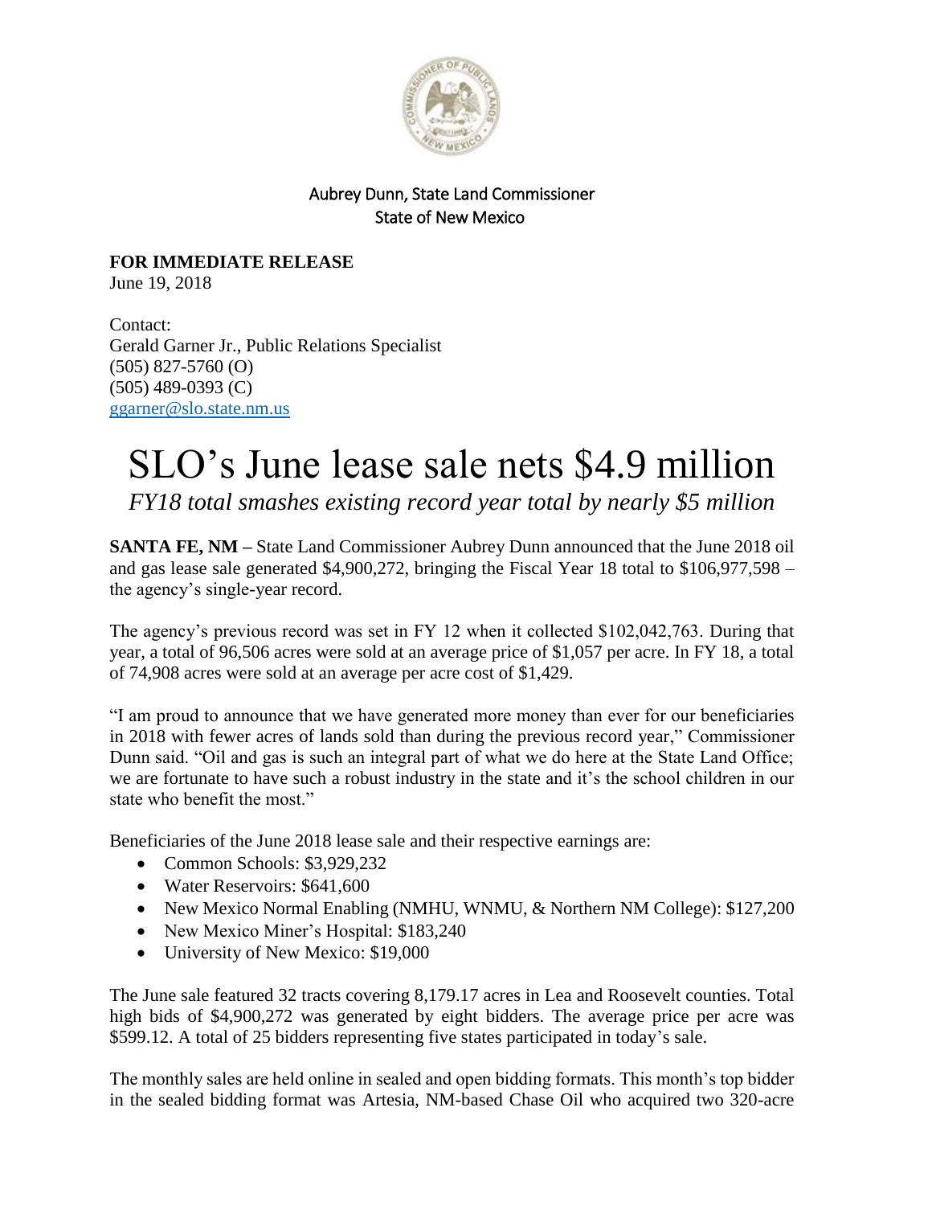Aubrey Dunn, State Land Commissioner
State of New Mexico

**FOR IMMEDIATE RELEASE**
June 19, 2018

Contact:
Gerald Garner Jr., Public Relations Specialist
(505) 827-5760 (O)
(505) 489-0393 (C)
ggarner@slo.state.nm.us

# SLO's June lease sale nets $4.9 million

*FY18 total smashes existing record year total by nearly $5 million*

**SANTA FE, NM –** State Land Commissioner Aubrey Dunn announced that the June 2018 oil and gas lease sale generated $4,900,272, bringing the Fiscal Year 18 total to $106,977,598 – the agency's single-year record.

The agency's previous record was set in FY 12 when it collected $102,042,763. During that year, a total of 96,506 acres were sold at an average price of $1,057 per acre. In FY 18, a total of 74,908 acres were sold at an average per acre cost of $1,429.

"I am proud to announce that we have generated more money than ever for our beneficiaries in 2018 with fewer acres of lands sold than during the previous record year," Commissioner Dunn said. "Oil and gas is such an integral part of what we do here at the State Land Office; we are fortunate to have such a robust industry in the state and it's the school children in our state who benefit the most."

Beneficiaries of the June 2018 lease sale and their respective earnings are:

- Common Schools: $3,929,232
- Water Reservoirs: $641,600
- New Mexico Normal Enabling (NMHU, WNMU, & Northern NM College): $127,200
- New Mexico Miner's Hospital: $183,240
- University of New Mexico: $19,000

The June sale featured 32 tracts covering 8,179.17 acres in Lea and Roosevelt counties. Total high bids of $4,900,272 was generated by eight bidders. The average price per acre was $599.12. A total of 25 bidders representing five states participated in today's sale.

The monthly sales are held online in sealed and open bidding formats. This month's top bidder in the sealed bidding format was Artesia, NM-based Chase Oil who acquired two 320-acre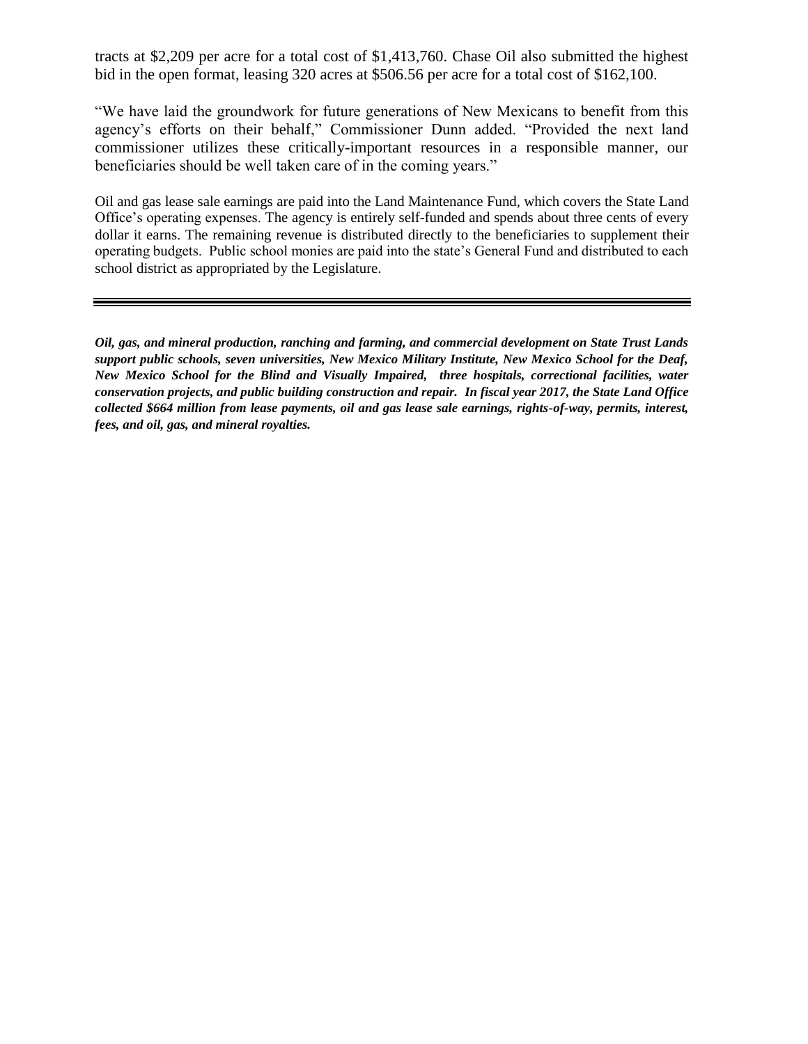tracts at $2,209 per acre for a total cost of $1,413,760. Chase Oil also submitted the highest bid in the open format, leasing 320 acres at $506.56 per acre for a total cost of $162,100.

"We have laid the groundwork for future generations of New Mexicans to benefit from this agency's efforts on their behalf," Commissioner Dunn added. "Provided the next land commissioner utilizes these critically-important resources in a responsible manner, our beneficiaries should be well taken care of in the coming years."

Oil and gas lease sale earnings are paid into the Land Maintenance Fund, which covers the State Land Office's operating expenses. The agency is entirely self-funded and spends about three cents of every dollar it earns. The remaining revenue is distributed directly to the beneficiaries to supplement their operating budgets. Public school monies are paid into the state's General Fund and distributed to each school district as appropriated by the Legislature.

---

***Oil, gas, and mineral production, ranching and farming, and commercial development on State Trust Lands support public schools, seven universities, New Mexico Military Institute, New Mexico School for the Deaf, New Mexico School for the Blind and Visually Impaired, three hospitals, correctional facilities, water conservation projects, and public building construction and repair. In fiscal year 2017, the State Land Office collected $664 million from lease payments, oil and gas lease sale earnings, rights-of-way, permits, interest, fees, and oil, gas, and mineral royalties.***